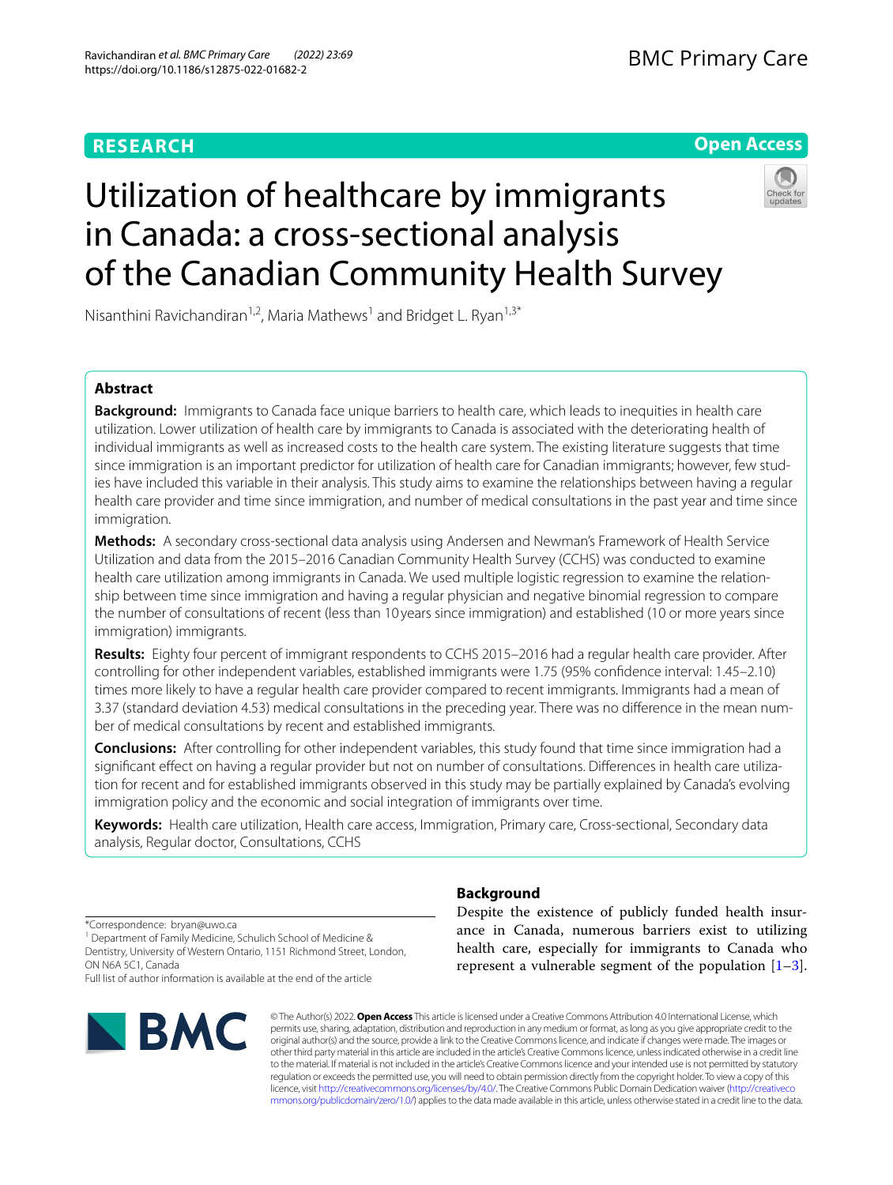RESEARCH

Open Access

# Utilization of healthcare by immigrants in Canada: a cross-sectional analysis of the Canadian Community Health Survey

Nisanthini Ravichandiran[1,2], Maria Mathews[1] and Bridget L. Ryan[1,3*]

## Abstract

**Background:** Immigrants to Canada face unique barriers to health care, which leads to inequities in health care utilization. Lower utilization of health care by immigrants to Canada is associated with the deteriorating health of individual immigrants as well as increased costs to the health care system. The existing literature suggests that time since immigration is an important predictor for utilization of health care for Canadian immigrants; however, few studies have included this variable in their analysis. This study aims to examine the relationships between having a regular health care provider and time since immigration, and number of medical consultations in the past year and time since immigration.

**Methods:** A secondary cross-sectional data analysis using Andersen and Newman's Framework of Health Service Utilization and data from the 2015–2016 Canadian Community Health Survey (CCHS) was conducted to examine health care utilization among immigrants in Canada. We used multiple logistic regression to examine the relationship between time since immigration and having a regular physician and negative binomial regression to compare the number of consultations of recent (less than 10 years since immigration) and established (10 or more years since immigration) immigrants.

**Results:** Eighty four percent of immigrant respondents to CCHS 2015–2016 had a regular health care provider. After controlling for other independent variables, established immigrants were 1.75 (95% confidence interval: 1.45–2.10) times more likely to have a regular health care provider compared to recent immigrants. Immigrants had a mean of 3.37 (standard deviation 4.53) medical consultations in the preceding year. There was no difference in the mean number of medical consultations by recent and established immigrants.

**Conclusions:** After controlling for other independent variables, this study found that time since immigration had a significant effect on having a regular provider but not on number of consultations. Differences in health care utilization for recent and for established immigrants observed in this study may be partially explained by Canada's evolving immigration policy and the economic and social integration of immigrants over time.

**Keywords:** Health care utilization, Health care access, Immigration, Primary care, Cross-sectional, Secondary data analysis, Regular doctor, Consultations, CCHS

*Correspondence: bryan@uwo.ca

[1] Department of Family Medicine, Schulich School of Medicine & Dentistry, University of Western Ontario, 1151 Richmond Street, London, ON N6A 5C1, Canada

Full list of author information is available at the end of the article

## Background

Despite the existence of publicly funded health insurance in Canada, numerous barriers exist to utilizing health care, especially for immigrants to Canada who represent a vulnerable segment of the population [1–3].

© The Author(s) 2022. **Open Access** This article is licensed under a Creative Commons Attribution 4.0 International License, which permits use, sharing, adaptation, distribution and reproduction in any medium or format, as long as you give appropriate credit to the original author(s) and the source, provide a link to the Creative Commons licence, and indicate if changes were made. The images or other third party material in this article are included in the article's Creative Commons licence, unless indicated otherwise in a credit line to the material. If material is not included in the article's Creative Commons licence and your intended use is not permitted by statutory regulation or exceeds the permitted use, you will need to obtain permission directly from the copyright holder. To view a copy of this licence, visit http://creativecommons.org/licenses/by/4.0/. The Creative Commons Public Domain Dedication waiver (http://creativecommons.org/publicdomain/zero/1.0/) applies to the data made available in this article, unless otherwise stated in a credit line to the data.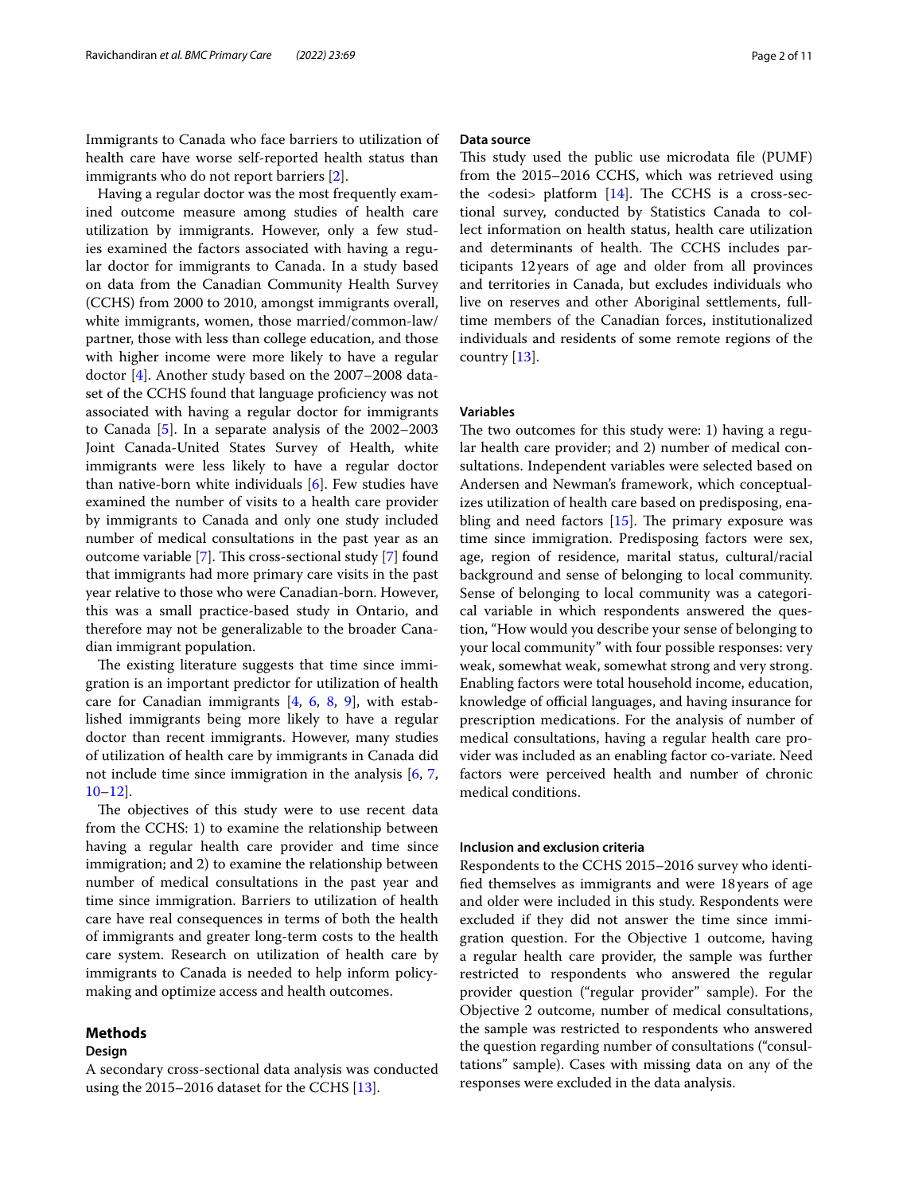Immigrants to Canada who face barriers to utilization of health care have worse self-reported health status than immigrants who do not report barriers [2].

Having a regular doctor was the most frequently examined outcome measure among studies of health care utilization by immigrants. However, only a few studies examined the factors associated with having a regular doctor for immigrants to Canada. In a study based on data from the Canadian Community Health Survey (CCHS) from 2000 to 2010, amongst immigrants overall, white immigrants, women, those married/common-law/partner, those with less than college education, and those with higher income were more likely to have a regular doctor [4]. Another study based on the 2007–2008 dataset of the CCHS found that language proficiency was not associated with having a regular doctor for immigrants to Canada [5]. In a separate analysis of the 2002–2003 Joint Canada-United States Survey of Health, white immigrants were less likely to have a regular doctor than native-born white individuals [6]. Few studies have examined the number of visits to a health care provider by immigrants to Canada and only one study included number of medical consultations in the past year as an outcome variable [7]. This cross-sectional study [7] found that immigrants had more primary care visits in the past year relative to those who were Canadian-born. However, this was a small practice-based study in Ontario, and therefore may not be generalizable to the broader Canadian immigrant population.

The existing literature suggests that time since immigration is an important predictor for utilization of health care for Canadian immigrants [4, 6, 8, 9], with established immigrants being more likely to have a regular doctor than recent immigrants. However, many studies of utilization of health care by immigrants in Canada did not include time since immigration in the analysis [6, 7, 10–12].

The objectives of this study were to use recent data from the CCHS: 1) to examine the relationship between having a regular health care provider and time since immigration; and 2) to examine the relationship between number of medical consultations in the past year and time since immigration. Barriers to utilization of health care have real consequences in terms of both the health of immigrants and greater long-term costs to the health care system. Research on utilization of health care by immigrants to Canada is needed to help inform policy-making and optimize access and health outcomes.

## Methods

### Design

A secondary cross-sectional data analysis was conducted using the 2015–2016 dataset for the CCHS [13].

### Data source

This study used the public use microdata file (PUMF) from the 2015–2016 CCHS, which was retrieved using the <odesi> platform [14]. The CCHS is a cross-sectional survey, conducted by Statistics Canada to collect information on health status, health care utilization and determinants of health. The CCHS includes participants 12 years of age and older from all provinces and territories in Canada, but excludes individuals who live on reserves and other Aboriginal settlements, full-time members of the Canadian forces, institutionalized individuals and residents of some remote regions of the country [13].

### Variables

The two outcomes for this study were: 1) having a regular health care provider; and 2) number of medical consultations. Independent variables were selected based on Andersen and Newman's framework, which conceptualizes utilization of health care based on predisposing, enabling and need factors [15]. The primary exposure was time since immigration. Predisposing factors were sex, age, region of residence, marital status, cultural/racial background and sense of belonging to local community. Sense of belonging to local community was a categorical variable in which respondents answered the question, "How would you describe your sense of belonging to your local community" with four possible responses: very weak, somewhat weak, somewhat strong and very strong. Enabling factors were total household income, education, knowledge of official languages, and having insurance for prescription medications. For the analysis of number of medical consultations, having a regular health care provider was included as an enabling factor co-variate. Need factors were perceived health and number of chronic medical conditions.

### Inclusion and exclusion criteria

Respondents to the CCHS 2015–2016 survey who identified themselves as immigrants and were 18 years of age and older were included in this study. Respondents were excluded if they did not answer the time since immigration question. For the Objective 1 outcome, having a regular health care provider, the sample was further restricted to respondents who answered the regular provider question ("regular provider" sample). For the Objective 2 outcome, number of medical consultations, the sample was restricted to respondents who answered the question regarding number of consultations ("consultations" sample). Cases with missing data on any of the responses were excluded in the data analysis.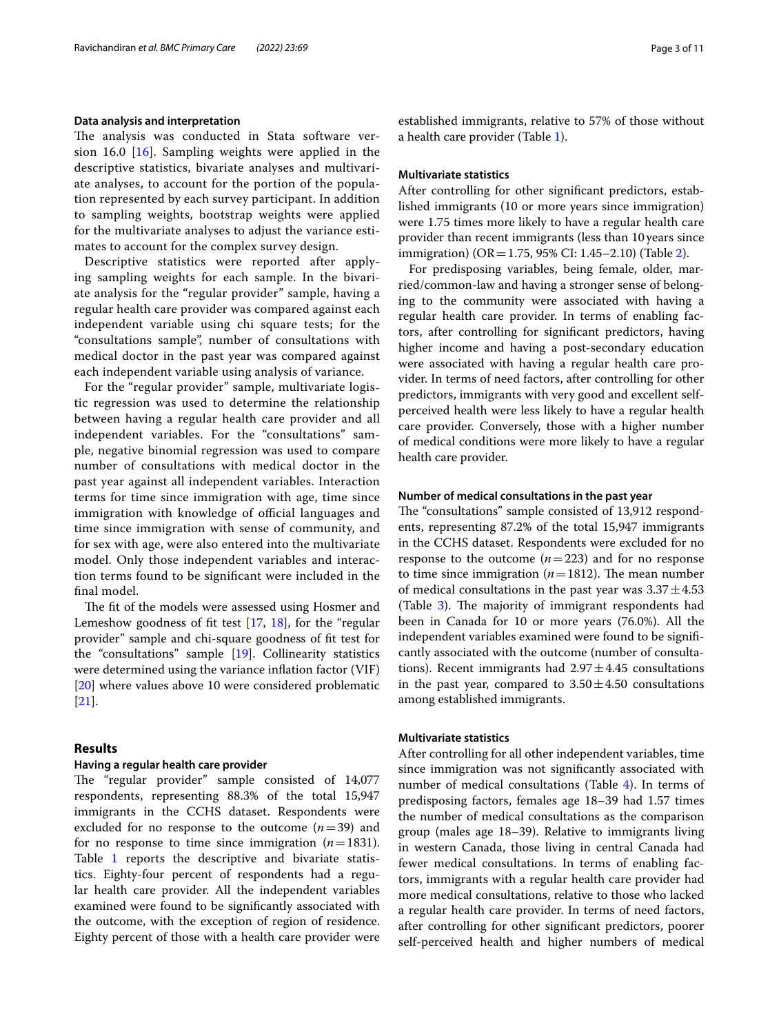### Data analysis and interpretation

The analysis was conducted in Stata software version 16.0 [16]. Sampling weights were applied in the descriptive statistics, bivariate analyses and multivariate analyses, to account for the portion of the population represented by each survey participant. In addition to sampling weights, bootstrap weights were applied for the multivariate analyses to adjust the variance estimates to account for the complex survey design.

Descriptive statistics were reported after applying sampling weights for each sample. In the bivariate analysis for the "regular provider" sample, having a regular health care provider was compared against each independent variable using chi square tests; for the "consultations sample", number of consultations with medical doctor in the past year was compared against each independent variable using analysis of variance.

For the "regular provider" sample, multivariate logistic regression was used to determine the relationship between having a regular health care provider and all independent variables. For the "consultations" sample, negative binomial regression was used to compare number of consultations with medical doctor in the past year against all independent variables. Interaction terms for time since immigration with age, time since immigration with knowledge of official languages and time since immigration with sense of community, and for sex with age, were also entered into the multivariate model. Only those independent variables and interaction terms found to be significant were included in the final model.

The fit of the models were assessed using Hosmer and Lemeshow goodness of fit test [17, 18], for the "regular provider" sample and chi-square goodness of fit test for the "consultations" sample [19]. Collinearity statistics were determined using the variance inflation factor (VIF) [20] where values above 10 were considered problematic [21].

## Results

### Having a regular health care provider

The "regular provider" sample consisted of 14,077 respondents, representing 88.3% of the total 15,947 immigrants in the CCHS dataset. Respondents were excluded for no response to the outcome ($n=39$) and for no response to time since immigration ($n=1831$). Table 1 reports the descriptive and bivariate statistics. Eighty-four percent of respondents had a regular health care provider. All the independent variables examined were found to be significantly associated with the outcome, with the exception of region of residence. Eighty percent of those with a health care provider were established immigrants, relative to 57% of those without a health care provider (Table 1).

### Multivariate statistics

After controlling for other significant predictors, established immigrants (10 or more years since immigration) were 1.75 times more likely to have a regular health care provider than recent immigrants (less than 10 years since immigration) (OR = 1.75, 95% CI: 1.45–2.10) (Table 2).

For predisposing variables, being female, older, married/common-law and having a stronger sense of belonging to the community were associated with having a regular health care provider. In terms of enabling factors, after controlling for significant predictors, having higher income and having a post-secondary education were associated with having a regular health care provider. In terms of need factors, after controlling for other predictors, immigrants with very good and excellent self-perceived health were less likely to have a regular health care provider. Conversely, those with a higher number of medical conditions were more likely to have a regular health care provider.

### Number of medical consultations in the past year

The "consultations" sample consisted of 13,912 respondents, representing 87.2% of the total 15,947 immigrants in the CCHS dataset. Respondents were excluded for no response to the outcome ($n=223$) and for no response to time since immigration ($n=1812$). The mean number of medical consultations in the past year was $3.37 \pm 4.53$ (Table 3). The majority of immigrant respondents had been in Canada for 10 or more years (76.0%). All the independent variables examined were found to be significantly associated with the outcome (number of consultations). Recent immigrants had $2.97 \pm 4.45$ consultations in the past year, compared to $3.50 \pm 4.50$ consultations among established immigrants.

### Multivariate statistics

After controlling for all other independent variables, time since immigration was not significantly associated with number of medical consultations (Table 4). In terms of predisposing factors, females age 18–39 had 1.57 times the number of medical consultations as the comparison group (males age 18–39). Relative to immigrants living in western Canada, those living in central Canada had fewer medical consultations. In terms of enabling factors, immigrants with a regular health care provider had more medical consultations, relative to those who lacked a regular health care provider. In terms of need factors, after controlling for other significant predictors, poorer self-perceived health and higher numbers of medical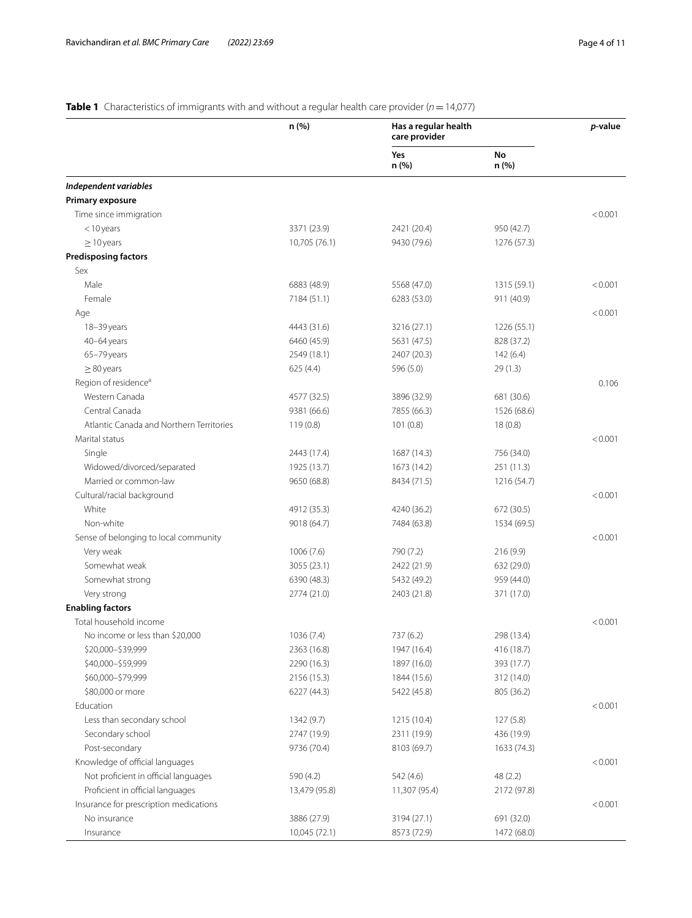**Table 1** Characteristics of immigrants with and without a regular health care provider ($n = 14{,}077$)

| | n (%) | Has a regular health care provider | | *p*-value |
|---|---|---|---|---|
| | | Yes n (%) | No n (%) | |
| ***Independent variables*** | | | | |
| **Primary exposure** | | | | |
| Time since immigration | | | | < 0.001 |
| < 10 years | 3371 (23.9) | 2421 (20.4) | 950 (42.7) | |
| ≥ 10 years | 10,705 (76.1) | 9430 (79.6) | 1276 (57.3) | |
| **Predisposing factors** | | | | |
| Sex | | | | |
| Male | 6883 (48.9) | 5568 (47.0) | 1315 (59.1) | < 0.001 |
| Female | 7184 (51.1) | 6283 (53.0) | 911 (40.9) | |
| Age | | | | < 0.001 |
| 18–39 years | 4443 (31.6) | 3216 (27.1) | 1226 (55.1) | |
| 40–64 years | 6460 (45.9) | 5631 (47.5) | 828 (37.2) | |
| 65–79 years | 2549 (18.1) | 2407 (20.3) | 142 (6.4) | |
| ≥ 80 years | 625 (4.4) | 596 (5.0) | 29 (1.3) | |
| Region of residence[a] | | | | 0.106 |
| Western Canada | 4577 (32.5) | 3896 (32.9) | 681 (30.6) | |
| Central Canada | 9381 (66.6) | 7855 (66.3) | 1526 (68.6) | |
| Atlantic Canada and Northern Territories | 119 (0.8) | 101 (0.8) | 18 (0.8) | |
| Marital status | | | | < 0.001 |
| Single | 2443 (17.4) | 1687 (14.3) | 756 (34.0) | |
| Widowed/divorced/separated | 1925 (13.7) | 1673 (14.2) | 251 (11.3) | |
| Married or common-law | 9650 (68.8) | 8434 (71.5) | 1216 (54.7) | |
| Cultural/racial background | | | | < 0.001 |
| White | 4912 (35.3) | 4240 (36.2) | 672 (30.5) | |
| Non-white | 9018 (64.7) | 7484 (63.8) | 1534 (69.5) | |
| Sense of belonging to local community | | | | < 0.001 |
| Very weak | 1006 (7.6) | 790 (7.2) | 216 (9.9) | |
| Somewhat weak | 3055 (23.1) | 2422 (21.9) | 632 (29.0) | |
| Somewhat strong | 6390 (48.3) | 5432 (49.2) | 959 (44.0) | |
| Very strong | 2774 (21.0) | 2403 (21.8) | 371 (17.0) | |
| **Enabling factors** | | | | |
| Total household income | | | | < 0.001 |
| No income or less than $20,000 | 1036 (7.4) | 737 (6.2) | 298 (13.4) | |
| $20,000–$39,999 | 2363 (16.8) | 1947 (16.4) | 416 (18.7) | |
| $40,000–$59,999 | 2290 (16.3) | 1897 (16.0) | 393 (17.7) | |
| $60,000–$79,999 | 2156 (15.3) | 1844 (15.6) | 312 (14.0) | |
| $80,000 or more | 6227 (44.3) | 5422 (45.8) | 805 (36.2) | |
| Education | | | | < 0.001 |
| Less than secondary school | 1342 (9.7) | 1215 (10.4) | 127 (5.8) | |
| Secondary school | 2747 (19.9) | 2311 (19.9) | 436 (19.9) | |
| Post-secondary | 9736 (70.4) | 8103 (69.7) | 1633 (74.3) | |
| Knowledge of official languages | | | | < 0.001 |
| Not proficient in official languages | 590 (4.2) | 542 (4.6) | 48 (2.2) | |
| Proficient in official languages | 13,479 (95.8) | 11,307 (95.4) | 2172 (97.8) | |
| Insurance for prescription medications | | | | < 0.001 |
| No insurance | 3886 (27.9) | 3194 (27.1) | 691 (32.0) | |
| Insurance | 10,045 (72.1) | 8573 (72.9) | 1472 (68.0) | |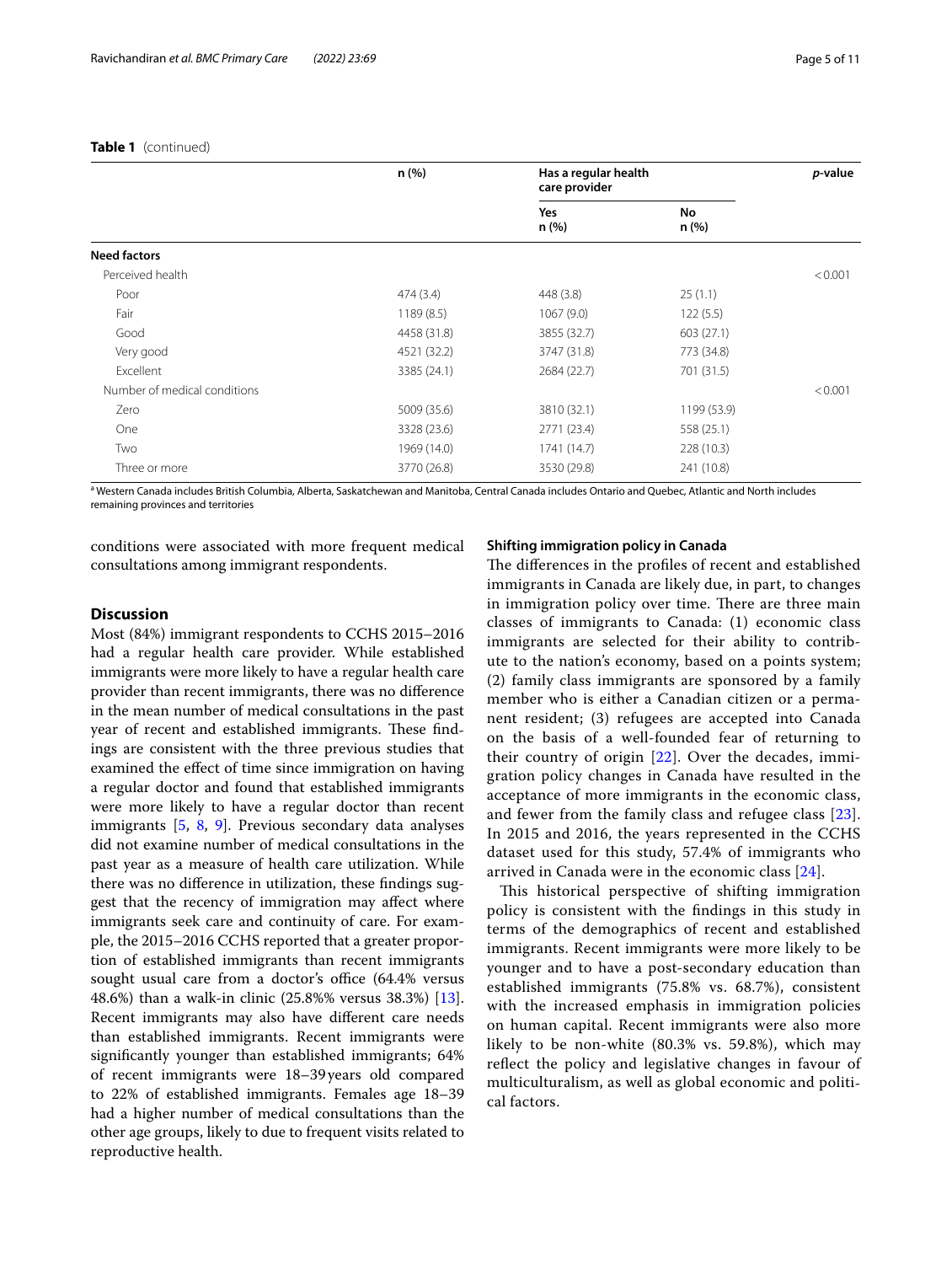**Table 1** (continued)

| | n (%) | Has a regular health care provider | | *p*-value |
|---|---|---|---|---|
| | | Yes n (%) | No n (%) | |
| **Need factors** | | | | |
| Perceived health | | | | < 0.001 |
| Poor | 474 (3.4) | 448 (3.8) | 25 (1.1) | |
| Fair | 1189 (8.5) | 1067 (9.0) | 122 (5.5) | |
| Good | 4458 (31.8) | 3855 (32.7) | 603 (27.1) | |
| Very good | 4521 (32.2) | 3747 (31.8) | 773 (34.8) | |
| Excellent | 3385 (24.1) | 2684 (22.7) | 701 (31.5) | |
| Number of medical conditions | | | | < 0.001 |
| Zero | 5009 (35.6) | 3810 (32.1) | 1199 (53.9) | |
| One | 3328 (23.6) | 2771 (23.4) | 558 (25.1) | |
| Two | 1969 (14.0) | 1741 (14.7) | 228 (10.3) | |
| Three or more | 3770 (26.8) | 3530 (29.8) | 241 (10.8) | |

[a] Western Canada includes British Columbia, Alberta, Saskatchewan and Manitoba, Central Canada includes Ontario and Quebec, Atlantic and North includes remaining provinces and territories

conditions were associated with more frequent medical consultations among immigrant respondents.

## Discussion

Most (84%) immigrant respondents to CCHS 2015–2016 had a regular health care provider. While established immigrants were more likely to have a regular health care provider than recent immigrants, there was no difference in the mean number of medical consultations in the past year of recent and established immigrants. These findings are consistent with the three previous studies that examined the effect of time since immigration on having a regular doctor and found that established immigrants were more likely to have a regular doctor than recent immigrants [5, 8, 9]. Previous secondary data analyses did not examine number of medical consultations in the past year as a measure of health care utilization. While there was no difference in utilization, these findings suggest that the recency of immigration may affect where immigrants seek care and continuity of care. For example, the 2015–2016 CCHS reported that a greater proportion of established immigrants than recent immigrants sought usual care from a doctor's office (64.4% versus 48.6%) than a walk-in clinic (25.8%% versus 38.3%) [13]. Recent immigrants may also have different care needs than established immigrants. Recent immigrants were significantly younger than established immigrants; 64% of recent immigrants were 18–39 years old compared to 22% of established immigrants. Females age 18–39 had a higher number of medical consultations than the other age groups, likely to due to frequent visits related to reproductive health.

### Shifting immigration policy in Canada

The differences in the profiles of recent and established immigrants in Canada are likely due, in part, to changes in immigration policy over time. There are three main classes of immigrants to Canada: (1) economic class immigrants are selected for their ability to contribute to the nation's economy, based on a points system; (2) family class immigrants are sponsored by a family member who is either a Canadian citizen or a permanent resident; (3) refugees are accepted into Canada on the basis of a well-founded fear of returning to their country of origin [22]. Over the decades, immigration policy changes in Canada have resulted in the acceptance of more immigrants in the economic class, and fewer from the family class and refugee class [23]. In 2015 and 2016, the years represented in the CCHS dataset used for this study, 57.4% of immigrants who arrived in Canada were in the economic class [24].

This historical perspective of shifting immigration policy is consistent with the findings in this study in terms of the demographics of recent and established immigrants. Recent immigrants were more likely to be younger and to have a post-secondary education than established immigrants (75.8% vs. 68.7%), consistent with the increased emphasis in immigration policies on human capital. Recent immigrants were also more likely to be non-white (80.3% vs. 59.8%), which may reflect the policy and legislative changes in favour of multiculturalism, as well as global economic and political factors.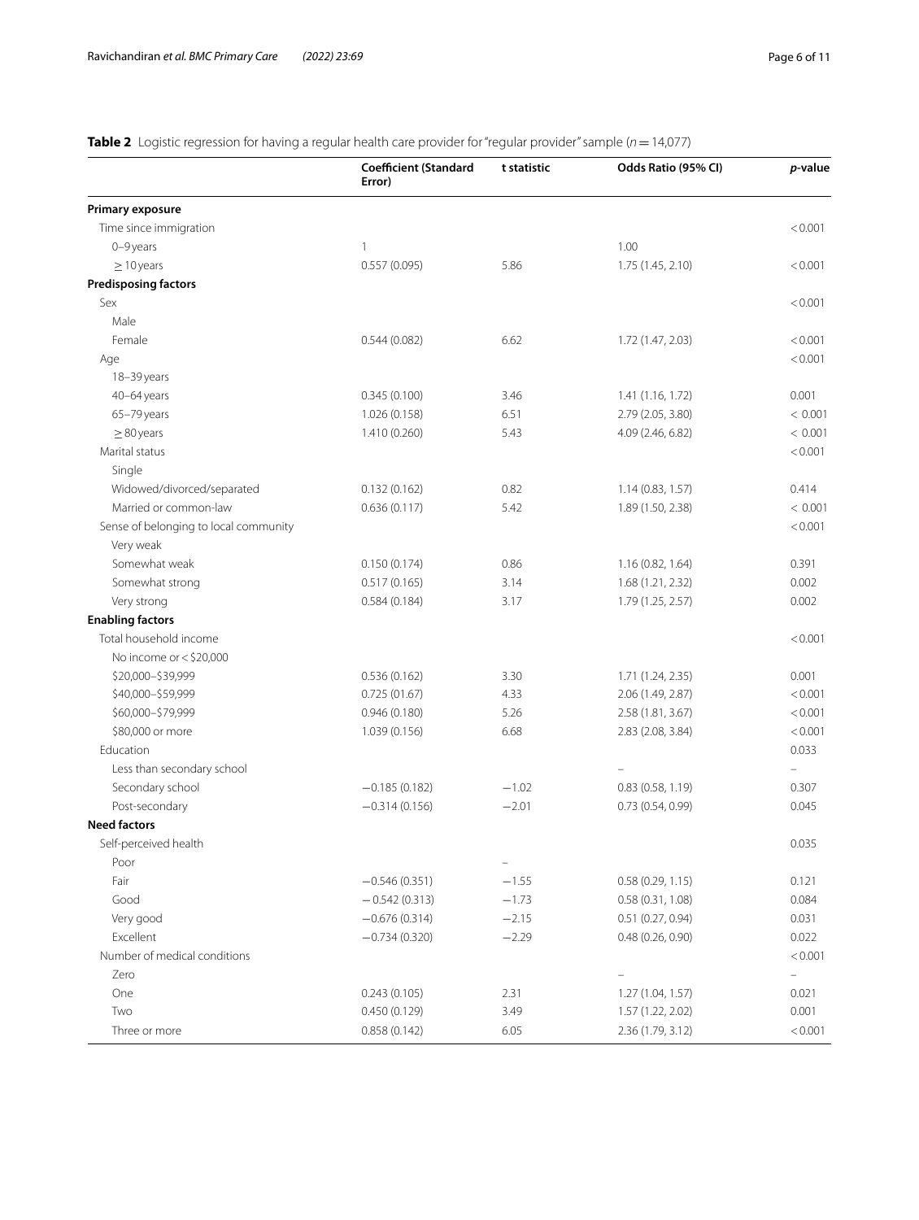**Table 2** Logistic regression for having a regular health care provider for "regular provider" sample ($n = 14,077$)

| | Coefficient (Standard Error) | t statistic | Odds Ratio (95% CI) | *p*-value |
|---|---|---|---|---|
| **Primary exposure** | | | | |
| Time since immigration | | | | < 0.001 |
| 0–9 years | 1 | | 1.00 | |
| ≥ 10 years | 0.557 (0.095) | 5.86 | 1.75 (1.45, 2.10) | < 0.001 |
| **Predisposing factors** | | | | |
| Sex | | | | < 0.001 |
| Male | | | | |
| Female | 0.544 (0.082) | 6.62 | 1.72 (1.47, 2.03) | < 0.001 |
| Age | | | | < 0.001 |
| 18–39 years | | | | |
| 40–64 years | 0.345 (0.100) | 3.46 | 1.41 (1.16, 1.72) | 0.001 |
| 65–79 years | 1.026 (0.158) | 6.51 | 2.79 (2.05, 3.80) | < 0.001 |
| ≥ 80 years | 1.410 (0.260) | 5.43 | 4.09 (2.46, 6.82) | < 0.001 |
| Marital status | | | | < 0.001 |
| Single | | | | |
| Widowed/divorced/separated | 0.132 (0.162) | 0.82 | 1.14 (0.83, 1.57) | 0.414 |
| Married or common-law | 0.636 (0.117) | 5.42 | 1.89 (1.50, 2.38) | < 0.001 |
| Sense of belonging to local community | | | | < 0.001 |
| Very weak | | | | |
| Somewhat weak | 0.150 (0.174) | 0.86 | 1.16 (0.82, 1.64) | 0.391 |
| Somewhat strong | 0.517 (0.165) | 3.14 | 1.68 (1.21, 2.32) | 0.002 |
| Very strong | 0.584 (0.184) | 3.17 | 1.79 (1.25, 2.57) | 0.002 |
| **Enabling factors** | | | | |
| Total household income | | | | < 0.001 |
| No income or < $20,000 | | | | |
| $20,000–$39,999 | 0.536 (0.162) | 3.30 | 1.71 (1.24, 2.35) | 0.001 |
| $40,000–$59,999 | 0.725 (01.67) | 4.33 | 2.06 (1.49, 2.87) | < 0.001 |
| $60,000–$79,999 | 0.946 (0.180) | 5.26 | 2.58 (1.81, 3.67) | < 0.001 |
| $80,000 or more | 1.039 (0.156) | 6.68 | 2.83 (2.08, 3.84) | < 0.001 |
| Education | | | | 0.033 |
| Less than secondary school | | | – | – |
| Secondary school | −0.185 (0.182) | −1.02 | 0.83 (0.58, 1.19) | 0.307 |
| Post-secondary | −0.314 (0.156) | −2.01 | 0.73 (0.54, 0.99) | 0.045 |
| **Need factors** | | | | |
| Self-perceived health | | | | 0.035 |
| Poor | | – | | |
| Fair | −0.546 (0.351) | −1.55 | 0.58 (0.29, 1.15) | 0.121 |
| Good | −0.542 (0.313) | −1.73 | 0.58 (0.31, 1.08) | 0.084 |
| Very good | −0.676 (0.314) | −2.15 | 0.51 (0.27, 0.94) | 0.031 |
| Excellent | −0.734 (0.320) | −2.29 | 0.48 (0.26, 0.90) | 0.022 |
| Number of medical conditions | | | | < 0.001 |
| Zero | | | – | – |
| One | 0.243 (0.105) | 2.31 | 1.27 (1.04, 1.57) | 0.021 |
| Two | 0.450 (0.129) | 3.49 | 1.57 (1.22, 2.02) | 0.001 |
| Three or more | 0.858 (0.142) | 6.05 | 2.36 (1.79, 3.12) | < 0.001 |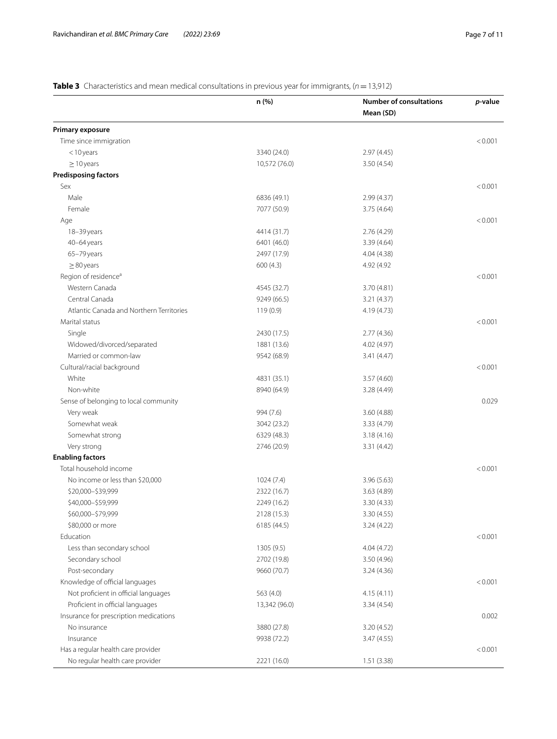**Table 3** Characteristics and mean medical consultations in previous year for immigrants, ($n = 13{,}912$)

| | n (%) | Number of consultations Mean (SD) | *p*-value |
|---|---|---|---|
| **Primary exposure** | | | |
| Time since immigration | | | < 0.001 |
| < 10 years | 3340 (24.0) | 2.97 (4.45) | |
| ≥ 10 years | 10,572 (76.0) | 3.50 (4.54) | |
| **Predisposing factors** | | | |
| Sex | | | < 0.001 |
| Male | 6836 (49.1) | 2.99 (4.37) | |
| Female | 7077 (50.9) | 3.75 (4.64) | |
| Age | | | < 0.001 |
| 18–39 years | 4414 (31.7) | 2.76 (4.29) | |
| 40–64 years | 6401 (46.0) | 3.39 (4.64) | |
| 65–79 years | 2497 (17.9) | 4.04 (4.38) | |
| ≥ 80 years | 600 (4.3) | 4.92 (4.92 | |
| Region of residence[a] | | | < 0.001 |
| Western Canada | 4545 (32.7) | 3.70 (4.81) | |
| Central Canada | 9249 (66.5) | 3.21 (4.37) | |
| Atlantic Canada and Northern Territories | 119 (0.9) | 4.19 (4.73) | |
| Marital status | | | < 0.001 |
| Single | 2430 (17.5) | 2.77 (4.36) | |
| Widowed/divorced/separated | 1881 (13.6) | 4.02 (4.97) | |
| Married or common-law | 9542 (68.9) | 3.41 (4.47) | |
| Cultural/racial background | | | < 0.001 |
| White | 4831 (35.1) | 3.57 (4.60) | |
| Non-white | 8940 (64.9) | 3.28 (4.49) | |
| Sense of belonging to local community | | | 0.029 |
| Very weak | 994 (7.6) | 3.60 (4.88) | |
| Somewhat weak | 3042 (23.2) | 3.33 (4.79) | |
| Somewhat strong | 6329 (48.3) | 3.18 (4.16) | |
| Very strong | 2746 (20.9) | 3.31 (4.42) | |
| **Enabling factors** | | | |
| Total household income | | | < 0.001 |
| No income or less than $20,000 | 1024 (7.4) | 3.96 (5.63) | |
| $20,000–$39,999 | 2322 (16.7) | 3.63 (4.89) | |
| $40,000–$59,999 | 2249 (16.2) | 3.30 (4.33) | |
| $60,000–$79,999 | 2128 (15.3) | 3.30 (4.55) | |
| $80,000 or more | 6185 (44.5) | 3.24 (4.22) | |
| Education | | | < 0.001 |
| Less than secondary school | 1305 (9.5) | 4.04 (4.72) | |
| Secondary school | 2702 (19.8) | 3.50 (4.96) | |
| Post-secondary | 9660 (70.7) | 3.24 (4.36) | |
| Knowledge of official languages | | | < 0.001 |
| Not proficient in official languages | 563 (4.0) | 4.15 (4.11) | |
| Proficient in official languages | 13,342 (96.0) | 3.34 (4.54) | |
| Insurance for prescription medications | | | 0.002 |
| No insurance | 3880 (27.8) | 3.20 (4.52) | |
| Insurance | 9938 (72.2) | 3.47 (4.55) | |
| Has a regular health care provider | | | < 0.001 |
| No regular health care provider | 2221 (16.0) | 1.51 (3.38) | |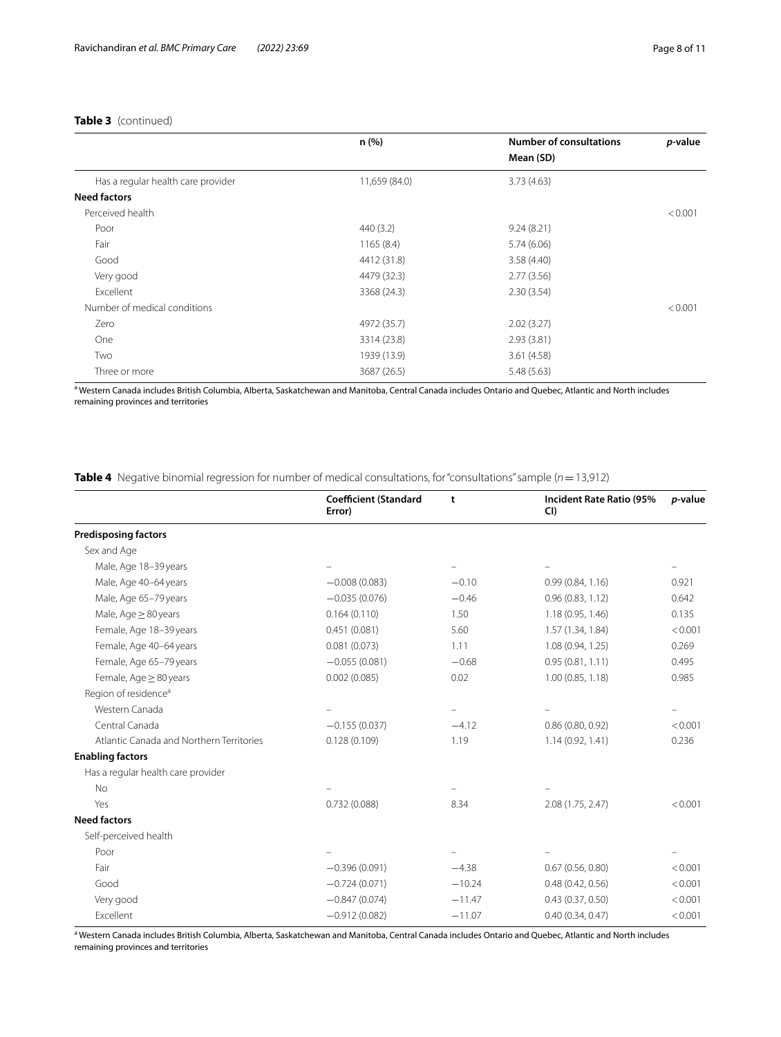**Table 3** (continued)

| | n (%) | Number of consultations Mean (SD) | *p*-value |
|---|---|---|---|
| Has a regular health care provider | 11,659 (84.0) | 3.73 (4.63) | |
| **Need factors** | | | |
| Perceived health | | | < 0.001 |
| Poor | 440 (3.2) | 9.24 (8.21) | |
| Fair | 1165 (8.4) | 5.74 (6.06) | |
| Good | 4412 (31.8) | 3.58 (4.40) | |
| Very good | 4479 (32.3) | 2.77 (3.56) | |
| Excellent | 3368 (24.3) | 2.30 (3.54) | |
| Number of medical conditions | | | < 0.001 |
| Zero | 4972 (35.7) | 2.02 (3.27) | |
| One | 3314 (23.8) | 2.93 (3.81) | |
| Two | 1939 (13.9) | 3.61 (4.58) | |
| Three or more | 3687 (26.5) | 5.48 (5.63) | |

[a] Western Canada includes British Columbia, Alberta, Saskatchewan and Manitoba, Central Canada includes Ontario and Quebec, Atlantic and North includes remaining provinces and territories

**Table 4** Negative binomial regression for number of medical consultations, for "consultations" sample ($n = 13{,}912$)

| | Coefficient (Standard Error) | t | Incident Rate Ratio (95% CI) | *p*-value |
|---|---|---|---|---|
| **Predisposing factors** | | | | |
| Sex and Age | | | | |
| Male, Age 18–39 years | – | – | – | – |
| Male, Age 40–64 years | −0.008 (0.083) | −0.10 | 0.99 (0.84, 1.16) | 0.921 |
| Male, Age 65–79 years | −0.035 (0.076) | −0.46 | 0.96 (0.83, 1.12) | 0.642 |
| Male, Age ≥ 80 years | 0.164 (0.110) | 1.50 | 1.18 (0.95, 1.46) | 0.135 |
| Female, Age 18–39 years | 0.451 (0.081) | 5.60 | 1.57 (1.34, 1.84) | < 0.001 |
| Female, Age 40–64 years | 0.081 (0.073) | 1.11 | 1.08 (0.94, 1.25) | 0.269 |
| Female, Age 65–79 years | −0.055 (0.081) | −0.68 | 0.95 (0.81, 1.11) | 0.495 |
| Female, Age ≥ 80 years | 0.002 (0.085) | 0.02 | 1.00 (0.85, 1.18) | 0.985 |
| Region of residence[a] | | | | |
| Western Canada | – | – | – | – |
| Central Canada | −0.155 (0.037) | −4.12 | 0.86 (0.80, 0.92) | < 0.001 |
| Atlantic Canada and Northern Territories | 0.128 (0.109) | 1.19 | 1.14 (0.92, 1.41) | 0.236 |
| **Enabling factors** | | | | |
| Has a regular health care provider | | | | |
| No | – | – | – | |
| Yes | 0.732 (0.088) | 8.34 | 2.08 (1.75, 2.47) | < 0.001 |
| **Need factors** | | | | |
| Self-perceived health | | | | |
| Poor | – | – | – | – |
| Fair | −0.396 (0.091) | −4.38 | 0.67 (0.56, 0.80) | < 0.001 |
| Good | −0.724 (0.071) | −10.24 | 0.48 (0.42, 0.56) | < 0.001 |
| Very good | −0.847 (0.074) | −11.47 | 0.43 (0.37, 0.50) | < 0.001 |
| Excellent | −0.912 (0.082) | −11.07 | 0.40 (0.34, 0.47) | < 0.001 |

[a] Western Canada includes British Columbia, Alberta, Saskatchewan and Manitoba, Central Canada includes Ontario and Quebec, Atlantic and North includes remaining provinces and territories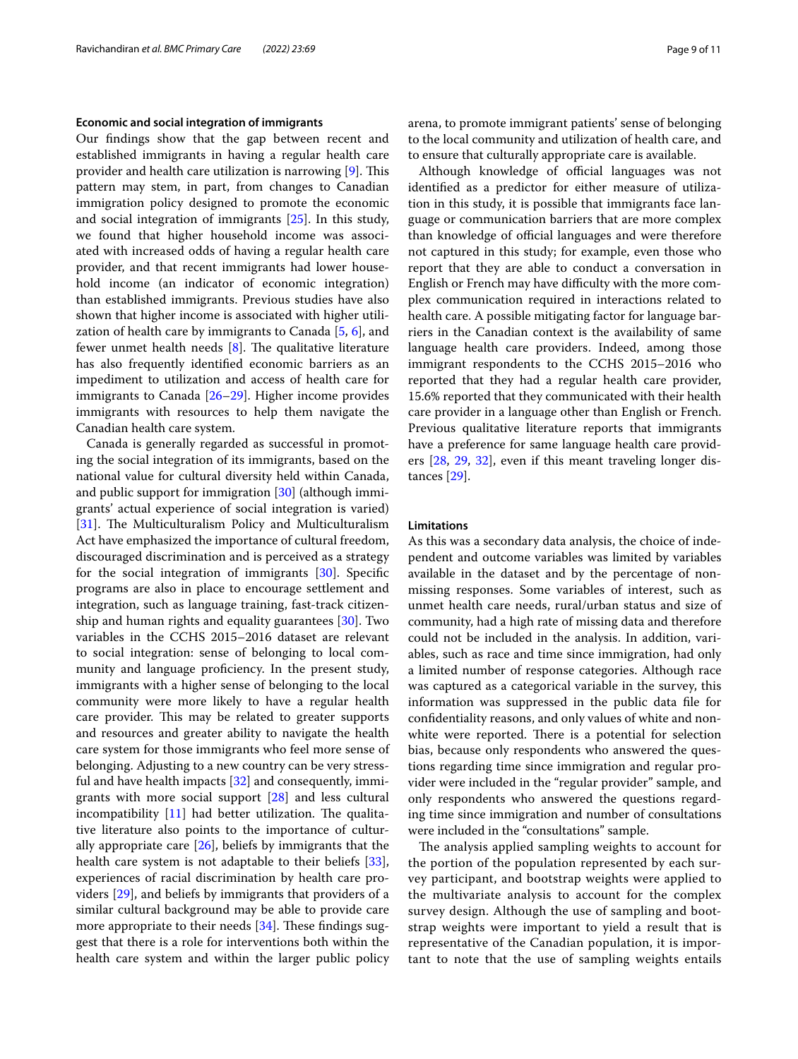### Economic and social integration of immigrants

Our findings show that the gap between recent and established immigrants in having a regular health care provider and health care utilization is narrowing [9]. This pattern may stem, in part, from changes to Canadian immigration policy designed to promote the economic and social integration of immigrants [25]. In this study, we found that higher household income was associated with increased odds of having a regular health care provider, and that recent immigrants had lower household income (an indicator of economic integration) than established immigrants. Previous studies have also shown that higher income is associated with higher utilization of health care by immigrants to Canada [5, 6], and fewer unmet health needs [8]. The qualitative literature has also frequently identified economic barriers as an impediment to utilization and access of health care for immigrants to Canada [26–29]. Higher income provides immigrants with resources to help them navigate the Canadian health care system.

Canada is generally regarded as successful in promoting the social integration of its immigrants, based on the national value for cultural diversity held within Canada, and public support for immigration [30] (although immigrants' actual experience of social integration is varied) [31]. The Multiculturalism Policy and Multiculturalism Act have emphasized the importance of cultural freedom, discouraged discrimination and is perceived as a strategy for the social integration of immigrants [30]. Specific programs are also in place to encourage settlement and integration, such as language training, fast-track citizenship and human rights and equality guarantees [30]. Two variables in the CCHS 2015–2016 dataset are relevant to social integration: sense of belonging to local community and language proficiency. In the present study, immigrants with a higher sense of belonging to the local community were more likely to have a regular health care provider. This may be related to greater supports and resources and greater ability to navigate the health care system for those immigrants who feel more sense of belonging. Adjusting to a new country can be very stressful and have health impacts [32] and consequently, immigrants with more social support [28] and less cultural incompatibility [11] had better utilization. The qualitative literature also points to the importance of culturally appropriate care [26], beliefs by immigrants that the health care system is not adaptable to their beliefs [33], experiences of racial discrimination by health care providers [29], and beliefs by immigrants that providers of a similar cultural background may be able to provide care more appropriate to their needs [34]. These findings suggest that there is a role for interventions both within the health care system and within the larger public policy arena, to promote immigrant patients' sense of belonging to the local community and utilization of health care, and to ensure that culturally appropriate care is available.

Although knowledge of official languages was not identified as a predictor for either measure of utilization in this study, it is possible that immigrants face language or communication barriers that are more complex than knowledge of official languages and were therefore not captured in this study; for example, even those who report that they are able to conduct a conversation in English or French may have difficulty with the more complex communication required in interactions related to health care. A possible mitigating factor for language barriers in the Canadian context is the availability of same language health care providers. Indeed, among those immigrant respondents to the CCHS 2015–2016 who reported that they had a regular health care provider, 15.6% reported that they communicated with their health care provider in a language other than English or French. Previous qualitative literature reports that immigrants have a preference for same language health care providers [28, 29, 32], even if this meant traveling longer distances [29].

### Limitations

As this was a secondary data analysis, the choice of independent and outcome variables was limited by variables available in the dataset and by the percentage of non-missing responses. Some variables of interest, such as unmet health care needs, rural/urban status and size of community, had a high rate of missing data and therefore could not be included in the analysis. In addition, variables, such as race and time since immigration, had only a limited number of response categories. Although race was captured as a categorical variable in the survey, this information was suppressed in the public data file for confidentiality reasons, and only values of white and non-white were reported. There is a potential for selection bias, because only respondents who answered the questions regarding time since immigration and regular provider were included in the "regular provider" sample, and only respondents who answered the questions regarding time since immigration and number of consultations were included in the "consultations" sample.

The analysis applied sampling weights to account for the portion of the population represented by each survey participant, and bootstrap weights were applied to the multivariate analysis to account for the complex survey design. Although the use of sampling and bootstrap weights were important to yield a result that is representative of the Canadian population, it is important to note that the use of sampling weights entails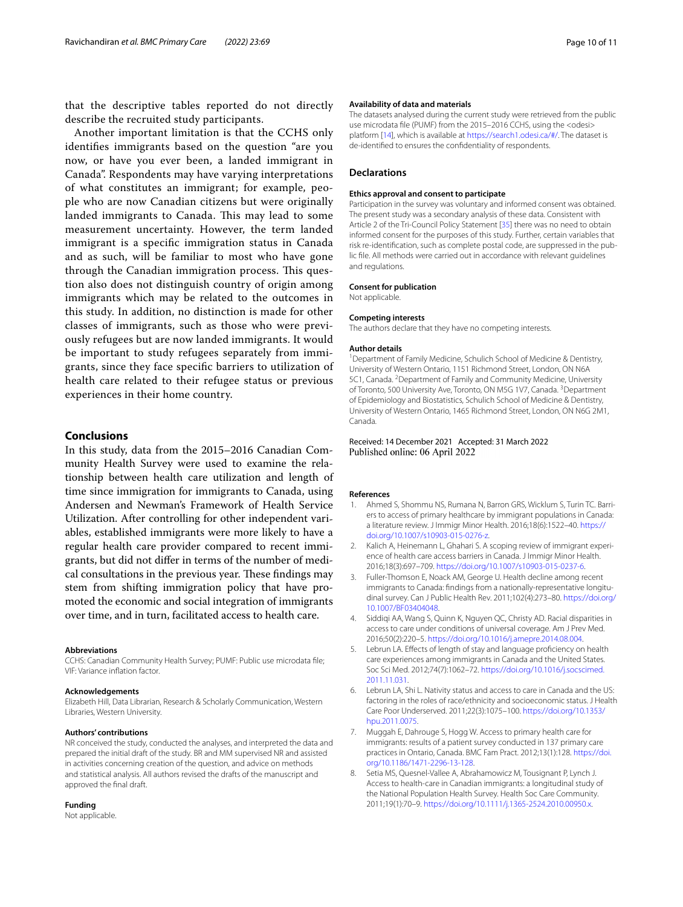that the descriptive tables reported do not directly describe the recruited study participants.

Another important limitation is that the CCHS only identifies immigrants based on the question "are you now, or have you ever been, a landed immigrant in Canada". Respondents may have varying interpretations of what constitutes an immigrant; for example, people who are now Canadian citizens but were originally landed immigrants to Canada. This may lead to some measurement uncertainty. However, the term landed immigrant is a specific immigration status in Canada and as such, will be familiar to most who have gone through the Canadian immigration process. This question also does not distinguish country of origin among immigrants which may be related to the outcomes in this study. In addition, no distinction is made for other classes of immigrants, such as those who were previously refugees but are now landed immigrants. It would be important to study refugees separately from immigrants, since they face specific barriers to utilization of health care related to their refugee status or previous experiences in their home country.

## Conclusions

In this study, data from the 2015–2016 Canadian Community Health Survey were used to examine the relationship between health care utilization and length of time since immigration for immigrants to Canada, using Andersen and Newman's Framework of Health Service Utilization. After controlling for other independent variables, established immigrants were more likely to have a regular health care provider compared to recent immigrants, but did not differ in terms of the number of medical consultations in the previous year. These findings may stem from shifting immigration policy that have promoted the economic and social integration of immigrants over time, and in turn, facilitated access to health care.

#### Abbreviations

CCHS: Canadian Community Health Survey; PUMF: Public use microdata file; VIF: Variance inflation factor.

#### Acknowledgements

Elizabeth Hill, Data Librarian, Research & Scholarly Communication, Western Libraries, Western University.

#### Authors' contributions

NR conceived the study, conducted the analyses, and interpreted the data and prepared the initial draft of the study. BR and MM supervised NR and assisted in activities concerning creation of the question, and advice on methods and statistical analysis. All authors revised the drafts of the manuscript and approved the final draft.

#### Funding

Not applicable.

#### Availability of data and materials

The datasets analysed during the current study were retrieved from the public use microdata file (PUMF) from the 2015–2016 CCHS, using the <odesi> platform [14], which is available at https://search1.odesi.ca/#/. The dataset is de-identified to ensure the confidentiality of respondents.

### Declarations

#### Ethics approval and consent to participate

Participation in the survey was voluntary and informed consent was obtained. The present study was a secondary analysis of these data. Consistent with Article 2 of the Tri-Council Policy Statement [35] there was no need to obtain informed consent for the purposes of this study. Further, certain variables that risk re-identification, such as complete postal code, are suppressed in the public file. All methods were carried out in accordance with relevant guidelines and regulations.

#### Consent for publication

Not applicable.

#### Competing interests

The authors declare that they have no competing interests.

#### Author details

[1]Department of Family Medicine, Schulich School of Medicine & Dentistry, University of Western Ontario, 1151 Richmond Street, London, ON N6A 5C1, Canada. [2]Department of Family and Community Medicine, University of Toronto, 500 University Ave, Toronto, ON M5G 1V7, Canada. [3]Department of Epidemiology and Biostatistics, Schulich School of Medicine & Dentistry, University of Western Ontario, 1465 Richmond Street, London, ON N6G 2M1, Canada.

Received: 14 December 2021 Accepted: 31 March 2022
Published online: 06 April 2022

#### References

1. Ahmed S, Shommu NS, Rumana N, Barron GRS, Wicklum S, Turin TC. Barriers to access of primary healthcare by immigrant populations in Canada: a literature review. J Immigr Minor Health. 2016;18(6):1522–40. https://doi.org/10.1007/s10903-015-0276-z.
2. Kalich A, Heinemann L, Ghahari S. A scoping review of immigrant experience of health care access barriers in Canada. J Immigr Minor Health. 2016;18(3):697–709. https://doi.org/10.1007/s10903-015-0237-6.
3. Fuller-Thomson E, Noack AM, George U. Health decline among recent immigrants to Canada: findings from a nationally-representative longitudinal survey. Can J Public Health Rev. 2011;102(4):273–80. https://doi.org/10.1007/BF03404048.
4. Siddiqi AA, Wang S, Quinn K, Nguyen QC, Christy AD. Racial disparities in access to care under conditions of universal coverage. Am J Prev Med. 2016;50(2):220–5. https://doi.org/10.1016/j.amepre.2014.08.004.
5. Lebrun LA. Effects of length of stay and language proficiency on health care experiences among immigrants in Canada and the United States. Soc Sci Med. 2012;74(7):1062–72. https://doi.org/10.1016/j.socscimed.2011.11.031.
6. Lebrun LA, Shi L. Nativity status and access to care in Canada and the US: factoring in the roles of race/ethnicity and socioeconomic status. J Health Care Poor Underserved. 2011;22(3):1075–100. https://doi.org/10.1353/hpu.2011.0075.
7. Muggah E, Dahrouge S, Hogg W. Access to primary health care for immigrants: results of a patient survey conducted in 137 primary care practices in Ontario, Canada. BMC Fam Pract. 2012;13(1):128. https://doi.org/10.1186/1471-2296-13-128.
8. Setia MS, Quesnel-Vallee A, Abrahamowicz M, Tousignant P, Lynch J. Access to health-care in Canadian immigrants: a longitudinal study of the National Population Health Survey. Health Soc Care Community. 2011;19(1):70–9. https://doi.org/10.1111/j.1365-2524.2010.00950.x.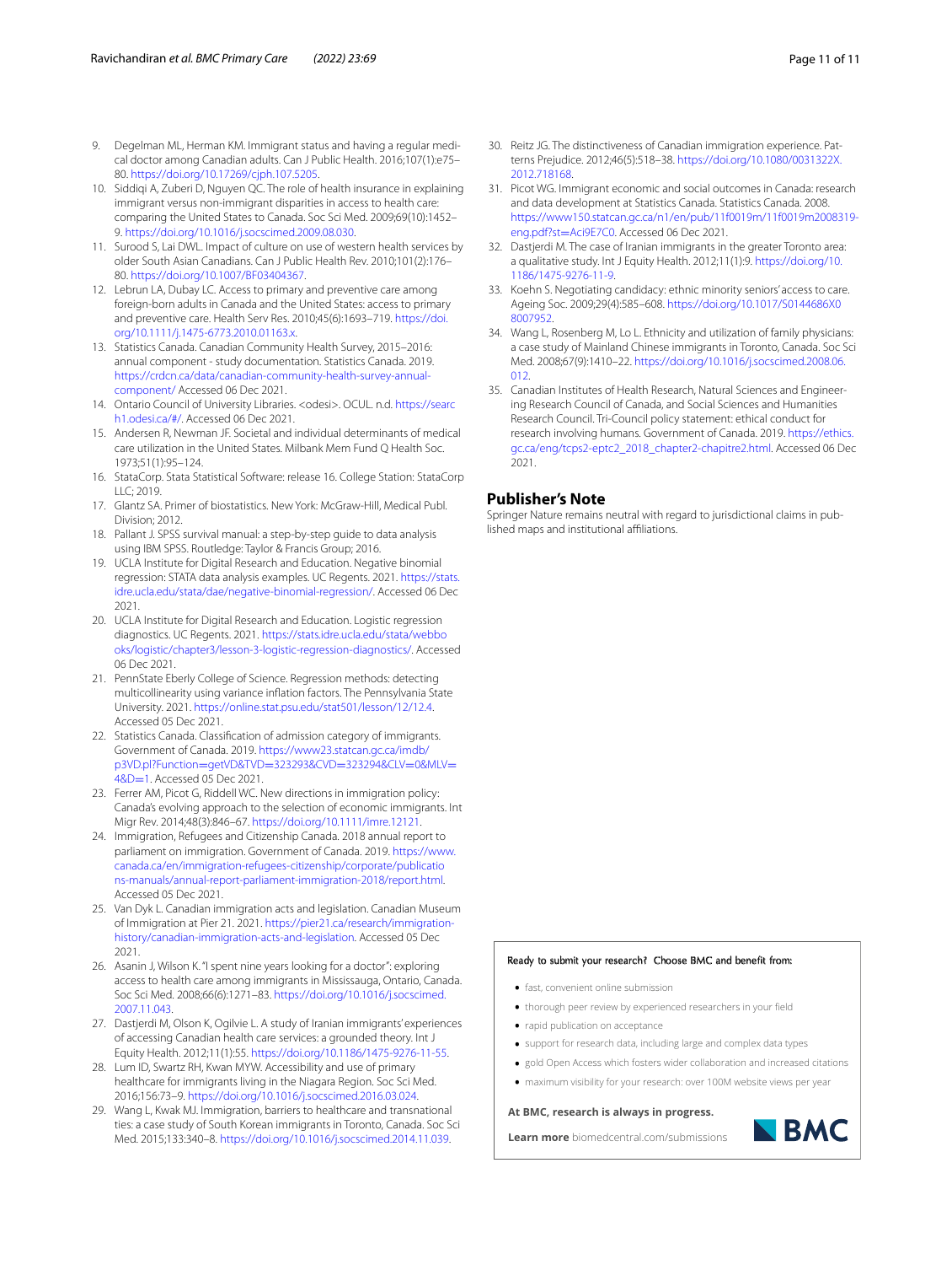9. Degelman ML, Herman KM. Immigrant status and having a regular medical doctor among Canadian adults. Can J Public Health. 2016;107(1):e75–80. https://doi.org/10.17269/cjph.107.5205.
10. Siddiqi A, Zuberi D, Nguyen QC. The role of health insurance in explaining immigrant versus non-immigrant disparities in access to health care: comparing the United States to Canada. Soc Sci Med. 2009;69(10):1452–9. https://doi.org/10.1016/j.socscimed.2009.08.030.
11. Surood S, Lai DWL. Impact of culture on use of western health services by older South Asian Canadians. Can J Public Health Rev. 2010;101(2):176–80. https://doi.org/10.1007/BF03404367.
12. Lebrun LA, Dubay LC. Access to primary and preventive care among foreign-born adults in Canada and the United States: access to primary and preventive care. Health Serv Res. 2010;45(6):1693–719. https://doi.org/10.1111/j.1475-6773.2010.01163.x.
13. Statistics Canada. Canadian Community Health Survey, 2015–2016: annual component - study documentation. Statistics Canada. 2019. https://crdcn.ca/data/canadian-community-health-survey-annual-component/ Accessed 06 Dec 2021.
14. Ontario Council of University Libraries. <odesi>. OCUL. n.d. https://search1.odesi.ca/#/. Accessed 06 Dec 2021.
15. Andersen R, Newman JF. Societal and individual determinants of medical care utilization in the United States. Milbank Mem Fund Q Health Soc. 1973;51(1):95–124.
16. StataCorp. Stata Statistical Software: release 16. College Station: StataCorp LLC; 2019.
17. Glantz SA. Primer of biostatistics. New York: McGraw-Hill, Medical Publ. Division; 2012.
18. Pallant J. SPSS survival manual: a step-by-step guide to data analysis using IBM SPSS. Routledge: Taylor & Francis Group; 2016.
19. UCLA Institute for Digital Research and Education. Negative binomial regression: STATA data analysis examples. UC Regents. 2021. https://stats.idre.ucla.edu/stata/dae/negative-binomial-regression/. Accessed 06 Dec 2021.
20. UCLA Institute for Digital Research and Education. Logistic regression diagnostics. UC Regents. 2021. https://stats.idre.ucla.edu/stata/webbooks/logistic/chapter3/lesson-3-logistic-regression-diagnostics/. Accessed 06 Dec 2021.
21. PennState Eberly College of Science. Regression methods: detecting multicollinearity using variance inflation factors. The Pennsylvania State University. 2021. https://online.stat.psu.edu/stat501/lesson/12/12.4. Accessed 05 Dec 2021.
22. Statistics Canada. Classification of admission category of immigrants. Government of Canada. 2019. https://www23.statcan.gc.ca/imdb/p3VD.pl?Function=getVD&TVD=323293&CVD=323294&CLV=0&MLV=4&D=1. Accessed 05 Dec 2021.
23. Ferrer AM, Picot G, Riddell WC. New directions in immigration policy: Canada's evolving approach to the selection of economic immigrants. Int Migr Rev. 2014;48(3):846–67. https://doi.org/10.1111/imre.12121.
24. Immigration, Refugees and Citizenship Canada. 2018 annual report to parliament on immigration. Government of Canada. 2019. https://www.canada.ca/en/immigration-refugees-citizenship/corporate/publications-manuals/annual-report-parliament-immigration-2018/report.html. Accessed 05 Dec 2021.
25. Van Dyk L. Canadian immigration acts and legislation. Canadian Museum of Immigration at Pier 21. 2021. https://pier21.ca/research/immigration-history/canadian-immigration-acts-and-legislation. Accessed 05 Dec 2021.
26. Asanin J, Wilson K. "I spent nine years looking for a doctor": exploring access to health care among immigrants in Mississauga, Ontario, Canada. Soc Sci Med. 2008;66(6):1271–83. https://doi.org/10.1016/j.socscimed.2007.11.043.
27. Dastjerdi M, Olson K, Ogilvie L. A study of Iranian immigrants' experiences of accessing Canadian health care services: a grounded theory. Int J Equity Health. 2012;11(1):55. https://doi.org/10.1186/1475-9276-11-55.
28. Lum ID, Swartz RH, Kwan MYW. Accessibility and use of primary healthcare for immigrants living in the Niagara Region. Soc Sci Med. 2016;156:73–9. https://doi.org/10.1016/j.socscimed.2016.03.024.
29. Wang L, Kwak MJ. Immigration, barriers to healthcare and transnational ties: a case study of South Korean immigrants in Toronto, Canada. Soc Sci Med. 2015;133:340–8. https://doi.org/10.1016/j.socscimed.2014.11.039.
30. Reitz JG. The distinctiveness of Canadian immigration experience. Patterns Prejudice. 2012;46(5):518–38. https://doi.org/10.1080/0031322X.2012.718168.
31. Picot WG. Immigrant economic and social outcomes in Canada: research and data development at Statistics Canada. Statistics Canada. 2008. https://www150.statcan.gc.ca/n1/en/pub/11f0019m/11f0019m2008319-eng.pdf?st=Aci9E7C0. Accessed 06 Dec 2021.
32. Dastjerdi M. The case of Iranian immigrants in the greater Toronto area: a qualitative study. Int J Equity Health. 2012;11(1):9. https://doi.org/10.1186/1475-9276-11-9.
33. Koehn S. Negotiating candidacy: ethnic minority seniors' access to care. Ageing Soc. 2009;29(4):585–608. https://doi.org/10.1017/S0144686X08007952.
34. Wang L, Rosenberg M, Lo L. Ethnicity and utilization of family physicians: a case study of Mainland Chinese immigrants in Toronto, Canada. Soc Sci Med. 2008;67(9):1410–22. https://doi.org/10.1016/j.socscimed.2008.06.012.
35. Canadian Institutes of Health Research, Natural Sciences and Engineering Research Council of Canada, and Social Sciences and Humanities Research Council. Tri-Council policy statement: ethical conduct for research involving humans. Government of Canada. 2019. https://ethics.gc.ca/eng/tcps2-eptc2_2018_chapter2-chapitre2.html. Accessed 06 Dec 2021.

## Publisher's Note

Springer Nature remains neutral with regard to jurisdictional claims in published maps and institutional affiliations.

Ready to submit your research? Choose BMC and benefit from:

- fast, convenient online submission
- thorough peer review by experienced researchers in your field
- rapid publication on acceptance
- support for research data, including large and complex data types
- gold Open Access which fosters wider collaboration and increased citations
- maximum visibility for your research: over 100M website views per year

**At BMC, research is always in progress.**

**Learn more** biomedcentral.com/submissions